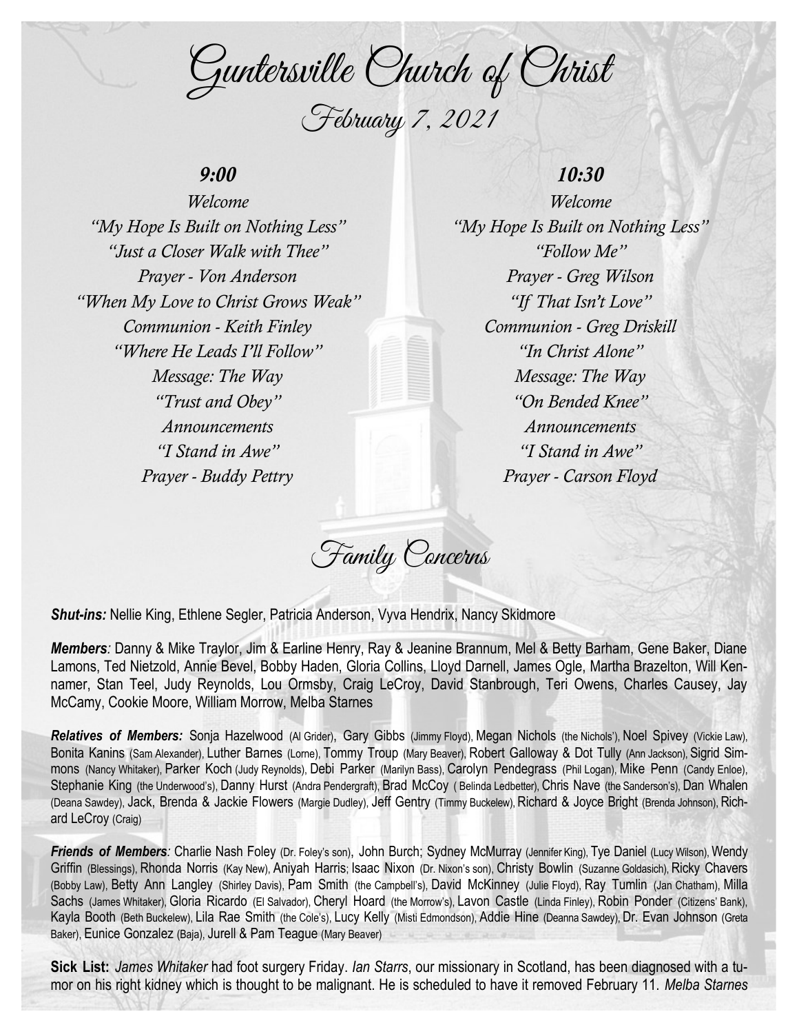# Guntersville Church of Christ

## February 7, 2021

### *9:00*

*Welcome*
*"My Hope Is Built on Nothing Less"*
*"Just a Closer Walk with Thee"*
*Prayer - Von Anderson*
*"When My Love to Christ Grows Weak"*
*Communion - Keith Finley*
*"Where He Leads I'll Follow"*
*Message: The Way*
*"Trust and Obey"*
*Announcements*
*"I Stand in Awe"*
*Prayer - Buddy Pettry*

### *10:30*

*Welcome*
*"My Hope Is Built on Nothing Less"*
*"Follow Me"*
*Prayer - Greg Wilson*
*"If That Isn't Love"*
*Communion - Greg Driskill*
*"In Christ Alone"*
*Message: The Way*
*"On Bended Knee"*
*Announcements*
*"I Stand in Awe"*
*Prayer - Carson Floyd*

## Family Concerns

***Shut-ins:*** Nellie King, Ethlene Segler, Patricia Anderson, Vyva Hendrix, Nancy Skidmore

***Members**:* Danny & Mike Traylor, Jim & Earline Henry, Ray & Jeanine Brannum, Mel & Betty Barham, Gene Baker, Diane Lamons, Ted Nietzold, Annie Bevel, Bobby Haden, Gloria Collins, Lloyd Darnell, James Ogle, Martha Brazelton, Will Kennamer, Stan Teel, Judy Reynolds, Lou Ormsby, Craig LeCroy, David Stanbrough, Teri Owens, Charles Causey, Jay McCamy, Cookie Moore, William Morrow, Melba Starnes

***Relatives of Members:*** Sonja Hazelwood (Al Grider), Gary Gibbs (Jimmy Floyd), Megan Nichols (the Nichols'), Noel Spivey (Vickie Law), Bonita Kanins (Sam Alexander), Luther Barnes (Lorne), Tommy Troup (Mary Beaver), Robert Galloway & Dot Tully (Ann Jackson), Sigrid Simmons (Nancy Whitaker), Parker Koch (Judy Reynolds), Debi Parker (Marilyn Bass), Carolyn Pendegrass (Phil Logan), Mike Penn (Candy Enloe), Stephanie King (the Underwood's), Danny Hurst (Andra Pendergraft), Brad McCoy ( Belinda Ledbetter), Chris Nave (the Sanderson's), Dan Whalen (Deana Sawdey), Jack, Brenda & Jackie Flowers (Margie Dudley), Jeff Gentry (Timmy Buckelew), Richard & Joyce Bright (Brenda Johnson), Richard LeCroy (Craig)

***Friends of Members**:* Charlie Nash Foley (Dr. Foley's son), John Burch; Sydney McMurray (Jennifer King), Tye Daniel (Lucy Wilson), Wendy Griffin (Blessings), Rhonda Norris (Kay New), Aniyah Harris; Isaac Nixon (Dr. Nixon's son), Christy Bowlin (Suzanne Goldasich), Ricky Chavers (Bobby Law), Betty Ann Langley (Shirley Davis), Pam Smith (the Campbell's), David McKinney (Julie Floyd), Ray Tumlin (Jan Chatham), Milla Sachs (James Whitaker), Gloria Ricardo (El Salvador), Cheryl Hoard (the Morrow's), Lavon Castle (Linda Finley), Robin Ponder (Citizens' Bank), Kayla Booth (Beth Buckelew), Lila Rae Smith (the Cole's), Lucy Kelly (Misti Edmondson), Addie Hine (Deanna Sawdey), Dr. Evan Johnson (Greta Baker), Eunice Gonzalez (Baja), Jurell & Pam Teague (Mary Beaver)

**Sick List:** *James Whitaker* had foot surgery Friday. *Ian Starrs*, our missionary in Scotland, has been diagnosed with a tumor on his right kidney which is thought to be malignant. He is scheduled to have it removed February 11. *Melba Starnes*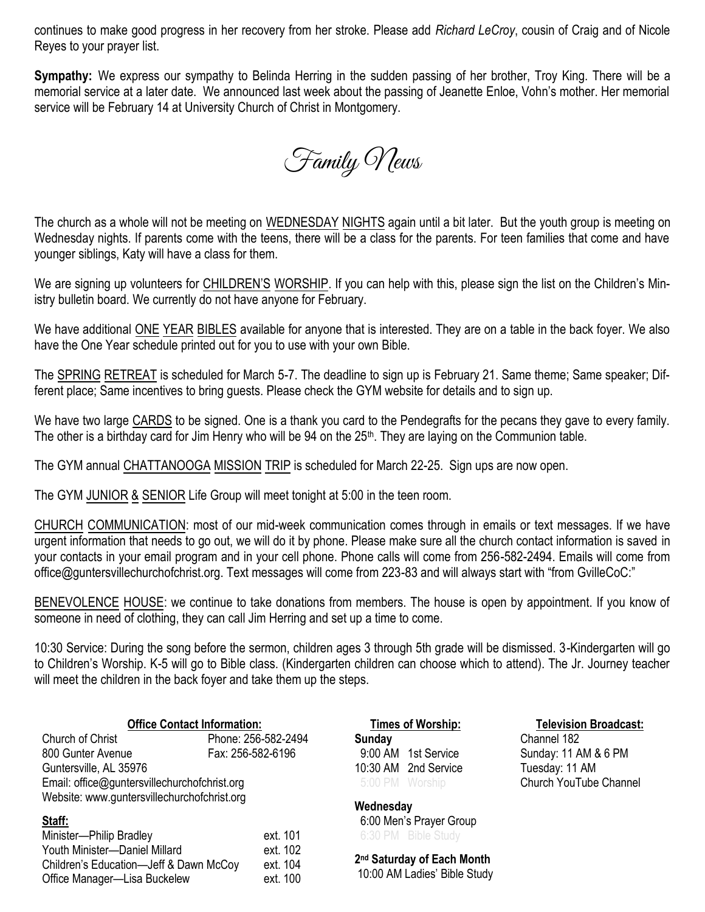continues to make good progress in her recovery from her stroke. Please add *Richard LeCroy*, cousin of Craig and of Nicole Reyes to your prayer list.

**Sympathy:** We express our sympathy to Belinda Herring in the sudden passing of her brother, Troy King. There will be a memorial service at a later date. We announced last week about the passing of Jeanette Enloe, Vohn's mother. Her memorial service will be February 14 at University Church of Christ in Montgomery.

## Family News

The church as a whole will not be meeting on WEDNESDAY NIGHTS again until a bit later. But the youth group is meeting on Wednesday nights. If parents come with the teens, there will be a class for the parents. For teen families that come and have younger siblings, Katy will have a class for them.

We are signing up volunteers for CHILDREN'S WORSHIP. If you can help with this, please sign the list on the Children's Ministry bulletin board. We currently do not have anyone for February.

We have additional ONE YEAR BIBLES available for anyone that is interested. They are on a table in the back foyer. We also have the One Year schedule printed out for you to use with your own Bible.

The SPRING RETREAT is scheduled for March 5-7. The deadline to sign up is February 21. Same theme; Same speaker; Different place; Same incentives to bring guests. Please check the GYM website for details and to sign up.

We have two large CARDS to be signed. One is a thank you card to the Pendegrafts for the pecans they gave to every family. The other is a birthday card for Jim Henry who will be 94 on the 25th. They are laying on the Communion table.

The GYM annual CHATTANOOGA MISSION TRIP is scheduled for March 22-25. Sign ups are now open.

The GYM JUNIOR & SENIOR Life Group will meet tonight at 5:00 in the teen room.

CHURCH COMMUNICATION: most of our mid-week communication comes through in emails or text messages. If we have urgent information that needs to go out, we will do it by phone. Please make sure all the church contact information is saved in your contacts in your email program and in your cell phone. Phone calls will come from 256-582-2494. Emails will come from office@guntersvillechurchofchrist.org. Text messages will come from 223-83 and will always start with "from GvilleCoC:"

BENEVOLENCE HOUSE: we continue to take donations from members. The house is open by appointment. If you know of someone in need of clothing, they can call Jim Herring and set up a time to come.

10:30 Service: During the song before the sermon, children ages 3 through 5th grade will be dismissed. 3-Kindergarten will go to Children's Worship. K-5 will go to Bible class. (Kindergarten children can choose which to attend). The Jr. Journey teacher will meet the children in the back foyer and take them up the steps.

**Office Contact Information:**

Church of Christ — Phone: 256-582-2494
800 Gunter Avenue — Fax: 256-582-6196
Guntersville, AL 35976
Email: office@guntersvillechurchofchrist.org
Website: www.guntersvillechurchofchrist.org

**Staff:**

| | |
|---|---|
| Minister—Philip Bradley | ext. 101 |
| Youth Minister—Daniel Millard | ext. 102 |
| Children's Education—Jeff & Dawn McCoy | ext. 104 |
| Office Manager—Lisa Buckelew | ext. 100 |

**Times of Worship:**

**Sunday**
9:00 AM 1st Service
10:30 AM 2nd Service
5:00 PM Worship

**Wednesday**
6:00 Men's Prayer Group
6:30 PM Bible Study

**2nd Saturday of Each Month**
10:00 AM Ladies' Bible Study

**Television Broadcast:**

Channel 182
Sunday: 11 AM & 6 PM
Tuesday: 11 AM
Church YouTube Channel